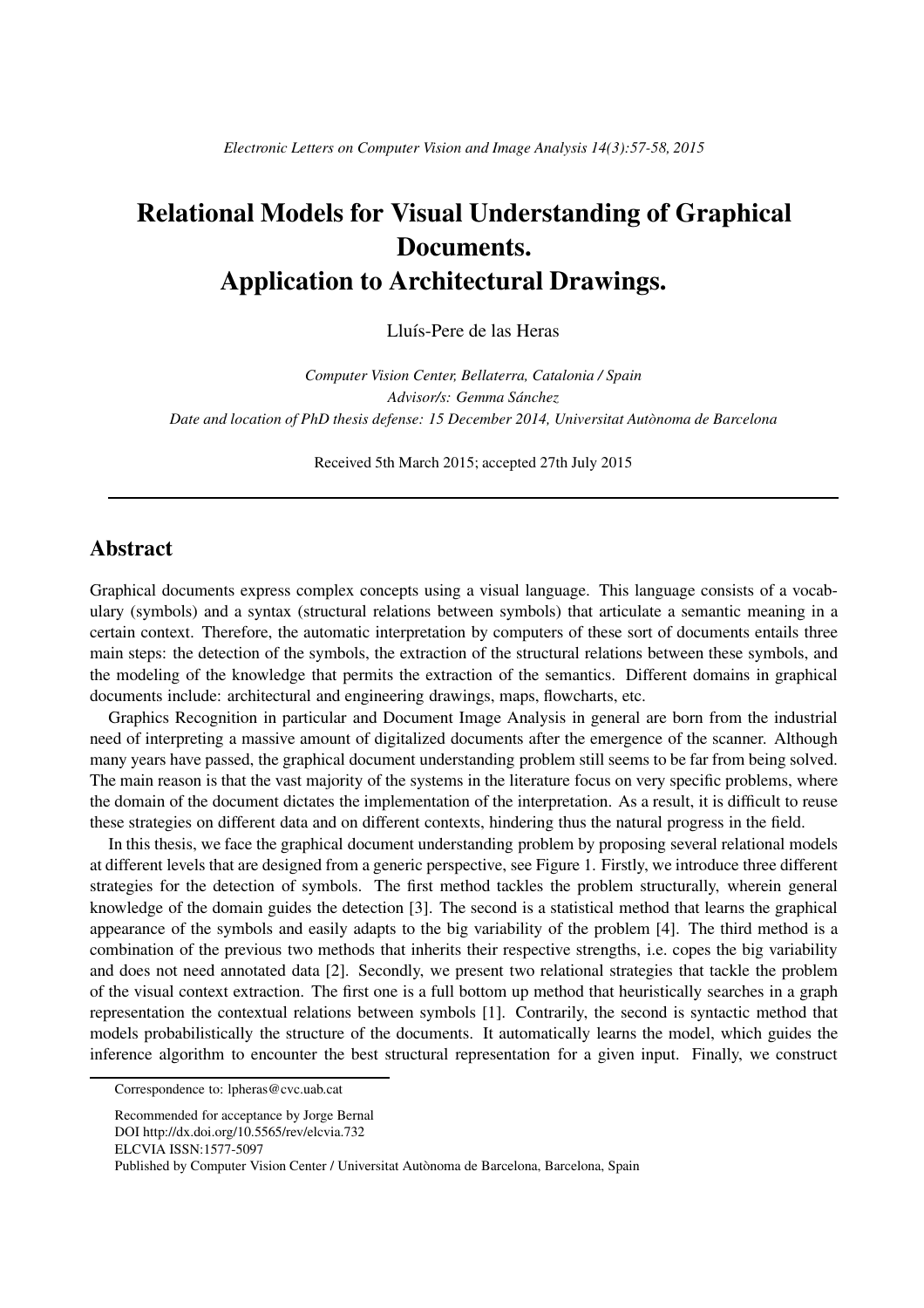# Relational Models for Visual Understanding of Graphical Documents. Application to Architectural Drawings.

Lluís-Pere de las Heras

*Computer Vision Center, Bellaterra, Catalonia / Spain*
*Advisor/s: Gemma Sánchez*
*Date and location of PhD thesis defense: 15 December 2014, Universitat Autònoma de Barcelona*

Received 5th March 2015; accepted 27th July 2015

---

## Abstract

Graphical documents express complex concepts using a visual language. This language consists of a vocabulary (symbols) and a syntax (structural relations between symbols) that articulate a semantic meaning in a certain context. Therefore, the automatic interpretation by computers of these sort of documents entails three main steps: the detection of the symbols, the extraction of the structural relations between these symbols, and the modeling of the knowledge that permits the extraction of the semantics. Different domains in graphical documents include: architectural and engineering drawings, maps, flowcharts, etc.

Graphics Recognition in particular and Document Image Analysis in general are born from the industrial need of interpreting a massive amount of digitalized documents after the emergence of the scanner. Although many years have passed, the graphical document understanding problem still seems to be far from being solved. The main reason is that the vast majority of the systems in the literature focus on very specific problems, where the domain of the document dictates the implementation of the interpretation. As a result, it is difficult to reuse these strategies on different data and on different contexts, hindering thus the natural progress in the field.

In this thesis, we face the graphical document understanding problem by proposing several relational models at different levels that are designed from a generic perspective, see Figure 1. Firstly, we introduce three different strategies for the detection of symbols. The first method tackles the problem structurally, wherein general knowledge of the domain guides the detection [3]. The second is a statistical method that learns the graphical appearance of the symbols and easily adapts to the big variability of the problem [4]. The third method is a combination of the previous two methods that inherits their respective strengths, i.e. copes the big variability and does not need annotated data [2]. Secondly, we present two relational strategies that tackle the problem of the visual context extraction. The first one is a full bottom up method that heuristically searches in a graph representation the contextual relations between symbols [1]. Contrarily, the second is syntactic method that models probabilistically the structure of the documents. It automatically learns the model, which guides the inference algorithm to encounter the best structural representation for a given input. Finally, we construct

---

Correspondence to: lpheras@cvc.uab.cat

Recommended for acceptance by Jorge Bernal
DOI http://dx.doi.org/10.5565/rev/elcvia.732
ELCVIA ISSN:1577-5097
Published by Computer Vision Center / Universitat Autònoma de Barcelona, Barcelona, Spain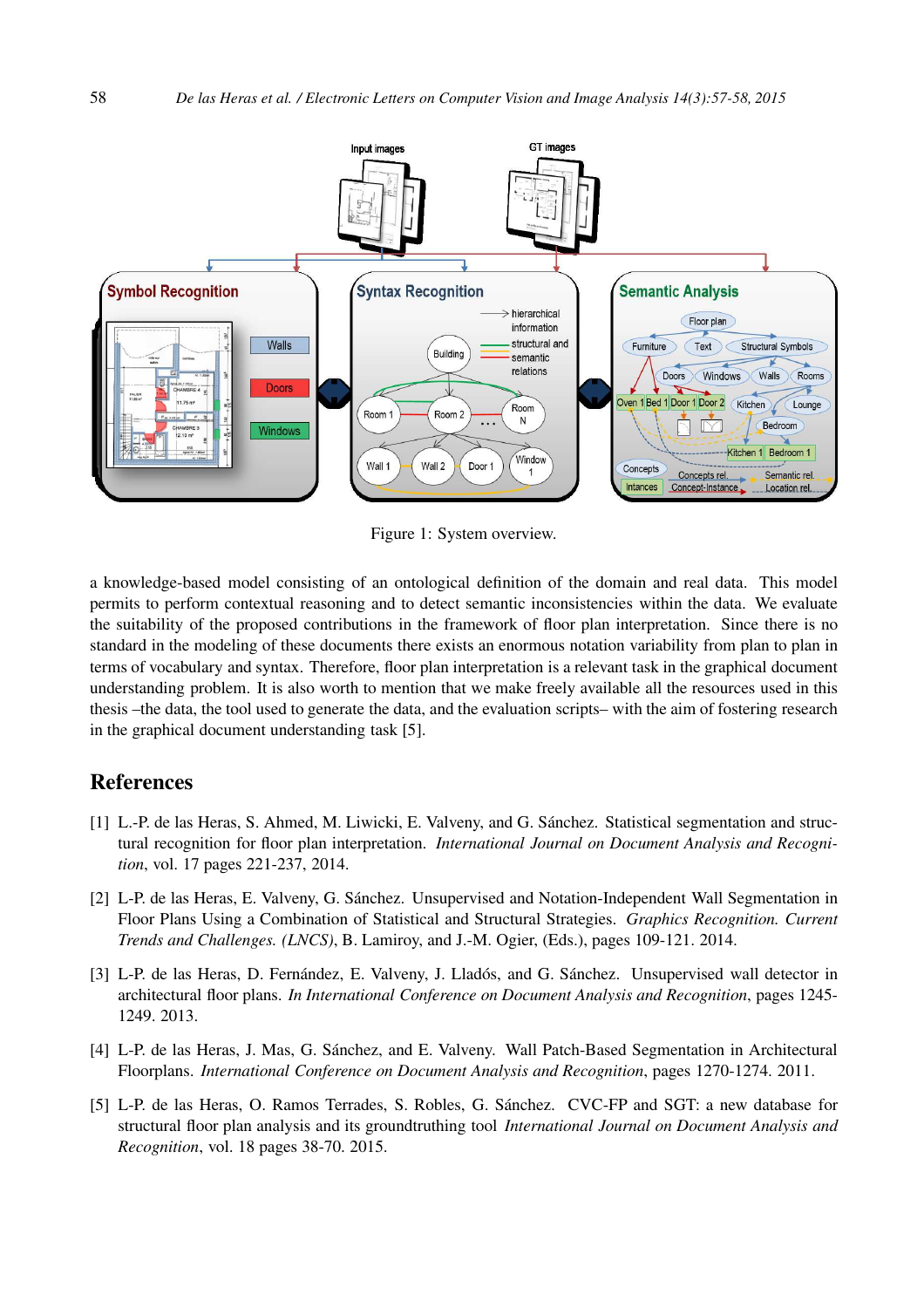Figure 1: System overview.

a knowledge-based model consisting of an ontological definition of the domain and real data. This model permits to perform contextual reasoning and to detect semantic inconsistencies within the data. We evaluate the suitability of the proposed contributions in the framework of floor plan interpretation. Since there is no standard in the modeling of these documents there exists an enormous notation variability from plan to plan in terms of vocabulary and syntax. Therefore, floor plan interpretation is a relevant task in the graphical document understanding problem. It is also worth to mention that we make freely available all the resources used in this thesis –the data, the tool used to generate the data, and the evaluation scripts– with the aim of fostering research in the graphical document understanding task [5].

## References

[1] L.-P. de las Heras, S. Ahmed, M. Liwicki, E. Valveny, and G. Sánchez. Statistical segmentation and structural recognition for floor plan interpretation. *International Journal on Document Analysis and Recognition*, vol. 17 pages 221-237, 2014.

[2] L-P. de las Heras, E. Valveny, G. Sánchez. Unsupervised and Notation-Independent Wall Segmentation in Floor Plans Using a Combination of Statistical and Structural Strategies. *Graphics Recognition. Current Trends and Challenges. (LNCS)*, B. Lamiroy, and J.-M. Ogier, (Eds.), pages 109-121. 2014.

[3] L-P. de las Heras, D. Fernández, E. Valveny, J. Lladós, and G. Sánchez. Unsupervised wall detector in architectural floor plans. *In International Conference on Document Analysis and Recognition*, pages 1245-1249. 2013.

[4] L-P. de las Heras, J. Mas, G. Sánchez, and E. Valveny. Wall Patch-Based Segmentation in Architectural Floorplans. *International Conference on Document Analysis and Recognition*, pages 1270-1274. 2011.

[5] L-P. de las Heras, O. Ramos Terrades, S. Robles, G. Sánchez. CVC-FP and SGT: a new database for structural floor plan analysis and its groundtruthing tool *International Journal on Document Analysis and Recognition*, vol. 18 pages 38-70. 2015.